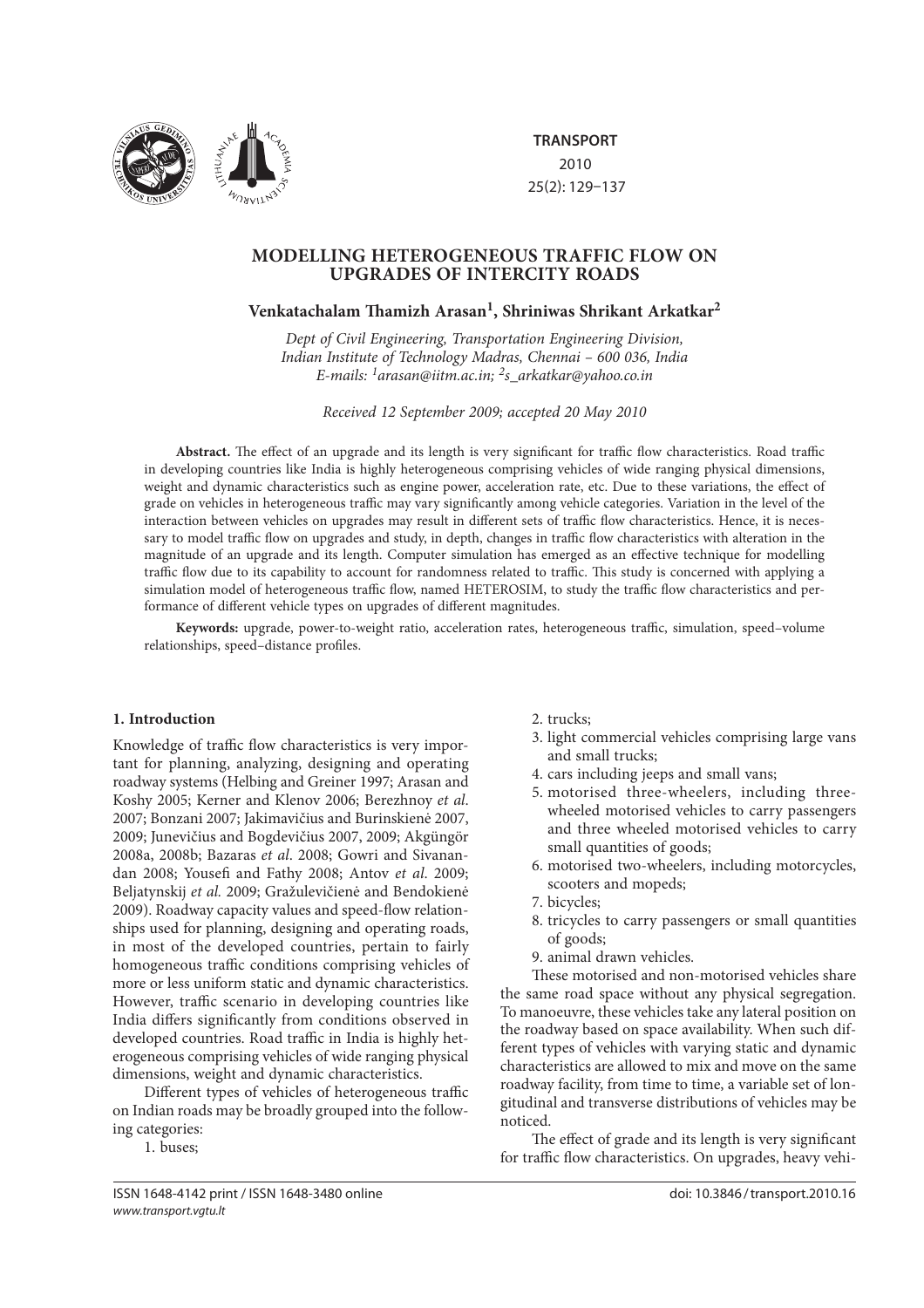# MODELLING HETEROGENEOUS TRAFFIC FLOW ON UPGRADES OF INTERCITY ROADS

**Venkatachalam Thamizh Arasan[1], Shriniwas Shrikant Arkatkar[2]**

*Dept of Civil Engineering, Transportation Engineering Division, Indian Institute of Technology Madras, Chennai – 600 036, India*
*E-mails: [1]arasan@iitm.ac.in; [2]s_arkatkar@yahoo.co.in*

*Received 12 September 2009; accepted 20 May 2010*

**Abstract.** The effect of an upgrade and its length is very significant for traffic flow characteristics. Road traffic in developing countries like India is highly heterogeneous comprising vehicles of wide ranging physical dimensions, weight and dynamic characteristics such as engine power, acceleration rate, etc. Due to these variations, the effect of grade on vehicles in heterogeneous traffic may vary significantly among vehicle categories. Variation in the level of the interaction between vehicles on upgrades may result in different sets of traffic flow characteristics. Hence, it is necessary to model traffic flow on upgrades and study, in depth, changes in traffic flow characteristics with alteration in the magnitude of an upgrade and its length. Computer simulation has emerged as an effective technique for modelling traffic flow due to its capability to account for randomness related to traffic. This study is concerned with applying a simulation model of heterogeneous traffic flow, named HETEROSIM, to study the traffic flow characteristics and performance of different vehicle types on upgrades of different magnitudes.

**Keywords:** upgrade, power-to-weight ratio, acceleration rates, heterogeneous traffic, simulation, speed–volume relationships, speed–distance profiles.

## 1. Introduction

Knowledge of traffic flow characteristics is very important for planning, analyzing, designing and operating roadway systems (Helbing and Greiner 1997; Arasan and Koshy 2005; Kerner and Klenov 2006; Berezhnoy *et al*. 2007; Bonzani 2007; Jakimavičius and Burinskienė 2007, 2009; Junevičius and Bogdevičius 2007, 2009; Akgüngör 2008a, 2008b; Bazaras *et al*. 2008; Gowri and Sivanandan 2008; Yousefi and Fathy 2008; Antov *et al*. 2009; Beljatynskij *et al.* 2009; Gražulevičienė and Bendokienė 2009). Roadway capacity values and speed-flow relationships used for planning, designing and operating roads, in most of the developed countries, pertain to fairly homogeneous traffic conditions comprising vehicles of more or less uniform static and dynamic characteristics. However, traffic scenario in developing countries like India differs significantly from conditions observed in developed countries. Road traffic in India is highly heterogeneous comprising vehicles of wide ranging physical dimensions, weight and dynamic characteristics.

Different types of vehicles of heterogeneous traffic on Indian roads may be broadly grouped into the following categories:

1. buses;
2. trucks;
3. light commercial vehicles comprising large vans and small trucks;
4. cars including jeeps and small vans;
5. motorised three-wheelers, including three-wheeled motorised vehicles to carry passengers and three wheeled motorised vehicles to carry small quantities of goods;
6. motorised two-wheelers, including motorcycles, scooters and mopeds;
7. bicycles;
8. tricycles to carry passengers or small quantities of goods;
9. animal drawn vehicles.

These motorised and non-motorised vehicles share the same road space without any physical segregation. To manoeuvre, these vehicles take any lateral position on the roadway based on space availability. When such different types of vehicles with varying static and dynamic characteristics are allowed to mix and move on the same roadway facility, from time to time, a variable set of longitudinal and transverse distributions of vehicles may be noticed.

The effect of grade and its length is very significant for traffic flow characteristics. On upgrades, heavy vehi-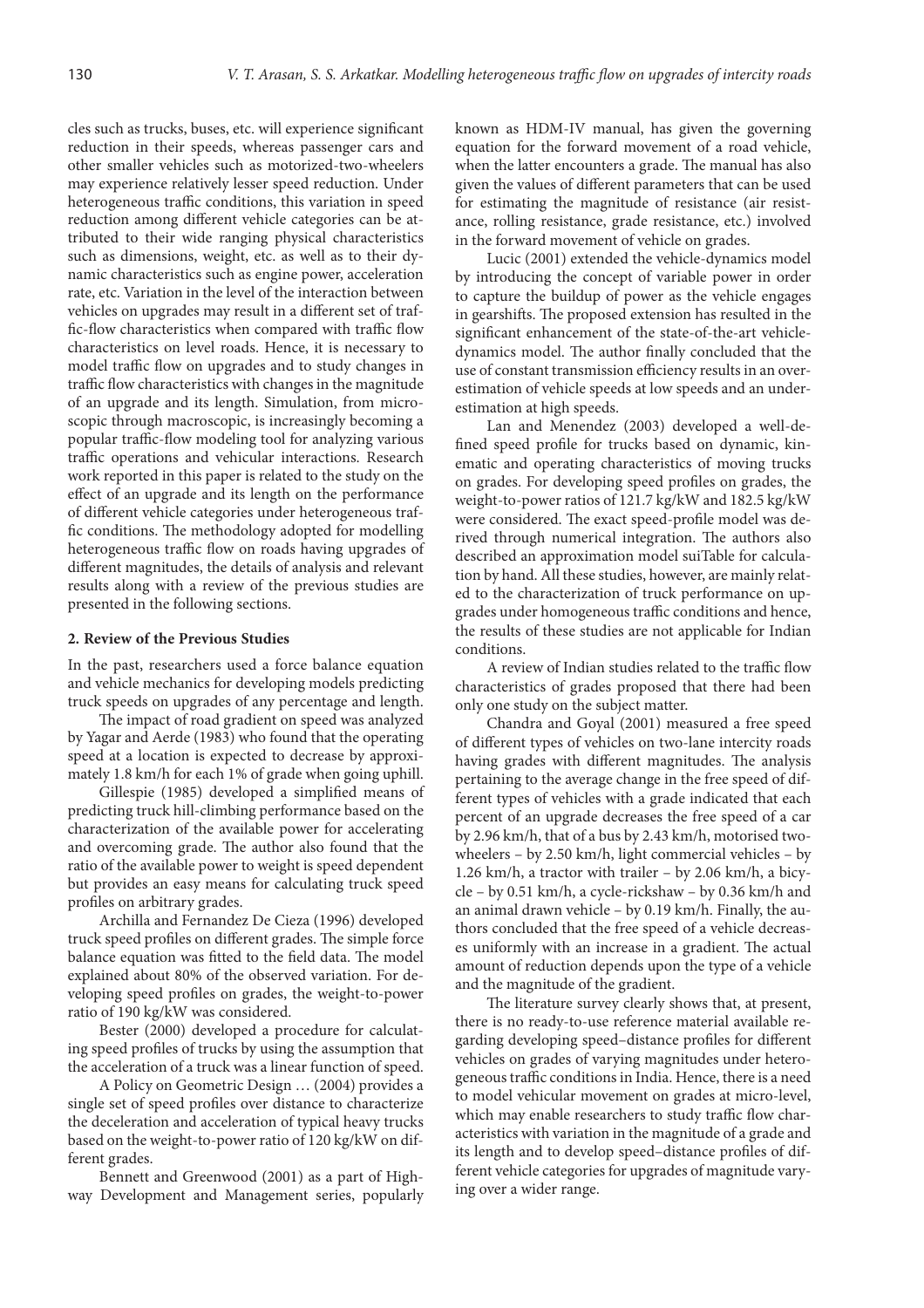cles such as trucks, buses, etc. will experience significant reduction in their speeds, whereas passenger cars and other smaller vehicles such as motorized-two-wheelers may experience relatively lesser speed reduction. Under heterogeneous traffic conditions, this variation in speed reduction among different vehicle categories can be attributed to their wide ranging physical characteristics such as dimensions, weight, etc. as well as to their dynamic characteristics such as engine power, acceleration rate, etc. Variation in the level of the interaction between vehicles on upgrades may result in a different set of traffic-flow characteristics when compared with traffic flow characteristics on level roads. Hence, it is necessary to model traffic flow on upgrades and to study changes in traffic flow characteristics with changes in the magnitude of an upgrade and its length. Simulation, from microscopic through macroscopic, is increasingly becoming a popular traffic-flow modeling tool for analyzing various traffic operations and vehicular interactions. Research work reported in this paper is related to the study on the effect of an upgrade and its length on the performance of different vehicle categories under heterogeneous traffic conditions. The methodology adopted for modelling heterogeneous traffic flow on roads having upgrades of different magnitudes, the details of analysis and relevant results along with a review of the previous studies are presented in the following sections.

## 2. Review of the Previous Studies

In the past, researchers used a force balance equation and vehicle mechanics for developing models predicting truck speeds on upgrades of any percentage and length.

The impact of road gradient on speed was analyzed by Yagar and Aerde (1983) who found that the operating speed at a location is expected to decrease by approximately 1.8 km/h for each 1% of grade when going uphill.

Gillespie (1985) developed a simplified means of predicting truck hill-climbing performance based on the characterization of the available power for accelerating and overcoming grade. The author also found that the ratio of the available power to weight is speed dependent but provides an easy means for calculating truck speed profiles on arbitrary grades.

Archilla and Fernandez De Cieza (1996) developed truck speed profiles on different grades. The simple force balance equation was fitted to the field data. The model explained about 80% of the observed variation. For developing speed profiles on grades, the weight-to-power ratio of 190 kg/kW was considered.

Bester (2000) developed a procedure for calculating speed profiles of trucks by using the assumption that the acceleration of a truck was a linear function of speed.

A Policy on Geometric Design … (2004) provides a single set of speed profiles over distance to characterize the deceleration and acceleration of typical heavy trucks based on the weight-to-power ratio of 120 kg/kW on different grades.

Bennett and Greenwood (2001) as a part of Highway Development and Management series, popularly known as HDM-IV manual, has given the governing equation for the forward movement of a road vehicle, when the latter encounters a grade. The manual has also given the values of different parameters that can be used for estimating the magnitude of resistance (air resistance, rolling resistance, grade resistance, etc.) involved in the forward movement of vehicle on grades.

Lucic (2001) extended the vehicle-dynamics model by introducing the concept of variable power in order to capture the buildup of power as the vehicle engages in gearshifts. The proposed extension has resulted in the significant enhancement of the state-of-the-art vehicle-dynamics model. The author finally concluded that the use of constant transmission efficiency results in an overestimation of vehicle speeds at low speeds and an underestimation at high speeds.

Lan and Menendez (2003) developed a well-defined speed profile for trucks based on dynamic, kinematic and operating characteristics of moving trucks on grades. For developing speed profiles on grades, the weight-to-power ratios of 121.7 kg/kW and 182.5 kg/kW were considered. The exact speed-profile model was derived through numerical integration. The authors also described an approximation model suiTable for calculation by hand. All these studies, however, are mainly related to the characterization of truck performance on upgrades under homogeneous traffic conditions and hence, the results of these studies are not applicable for Indian conditions.

A review of Indian studies related to the traffic flow characteristics of grades proposed that there had been only one study on the subject matter.

Chandra and Goyal (2001) measured a free speed of different types of vehicles on two-lane intercity roads having grades with different magnitudes. The analysis pertaining to the average change in the free speed of different types of vehicles with a grade indicated that each percent of an upgrade decreases the free speed of a car by 2.96 km/h, that of a bus by 2.43 km/h, motorised two-wheelers – by 2.50 km/h, light commercial vehicles – by 1.26 km/h, a tractor with trailer – by 2.06 km/h, a bicycle – by 0.51 km/h, a cycle-rickshaw – by 0.36 km/h and an animal drawn vehicle – by 0.19 km/h. Finally, the authors concluded that the free speed of a vehicle decreases uniformly with an increase in a gradient. The actual amount of reduction depends upon the type of a vehicle and the magnitude of the gradient.

The literature survey clearly shows that, at present, there is no ready-to-use reference material available regarding developing speed–distance profiles for different vehicles on grades of varying magnitudes under heterogeneous traffic conditions in India. Hence, there is a need to model vehicular movement on grades at micro-level, which may enable researchers to study traffic flow characteristics with variation in the magnitude of a grade and its length and to develop speed–distance profiles of different vehicle categories for upgrades of magnitude varying over a wider range.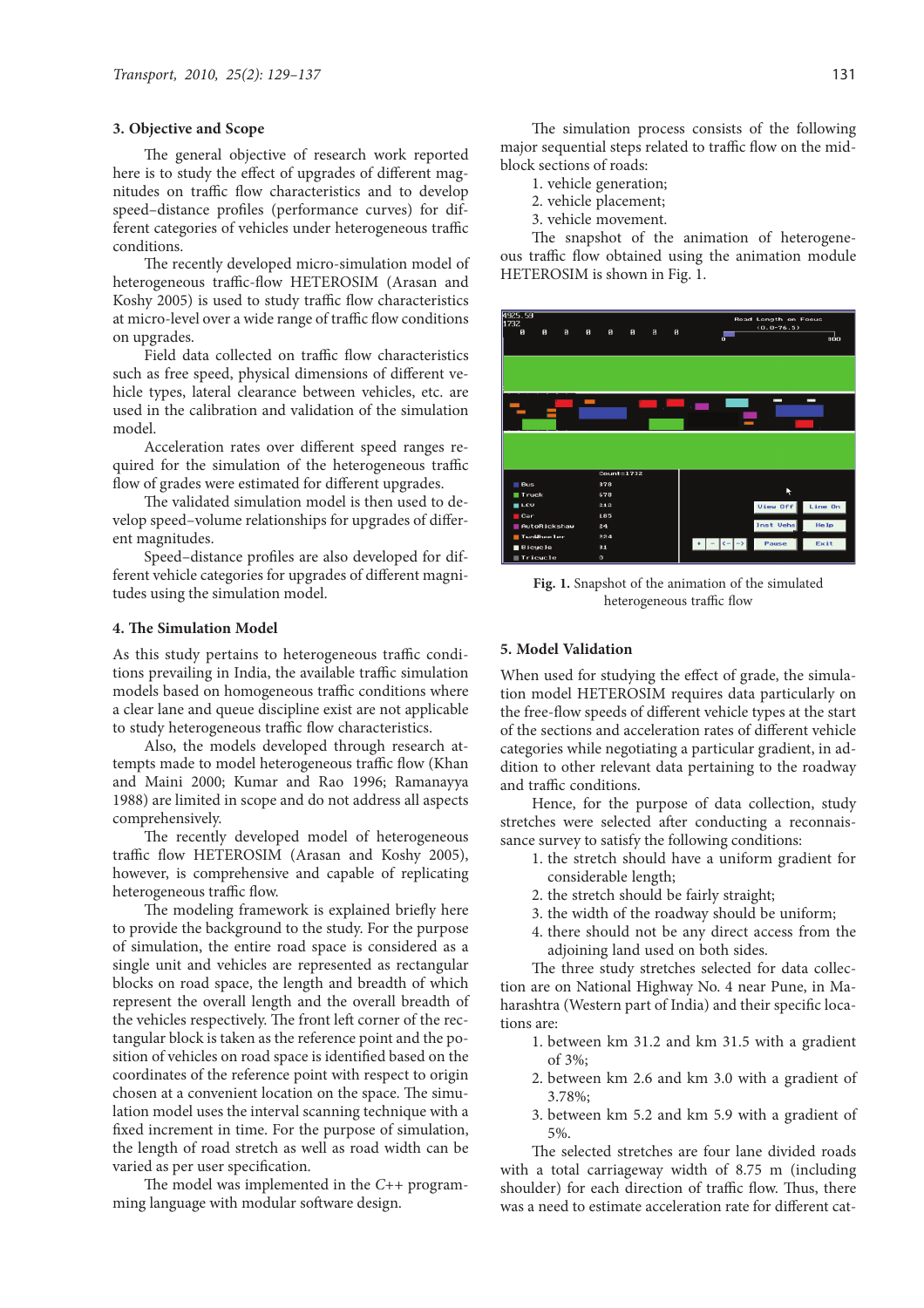## 3. Objective and Scope

The general objective of research work reported here is to study the effect of upgrades of different magnitudes on traffic flow characteristics and to develop speed–distance profiles (performance curves) for different categories of vehicles under heterogeneous traffic conditions.

The recently developed micro-simulation model of heterogeneous traffic-flow HETEROSIM (Arasan and Koshy 2005) is used to study traffic flow characteristics at micro-level over a wide range of traffic flow conditions on upgrades.

Field data collected on traffic flow characteristics such as free speed, physical dimensions of different vehicle types, lateral clearance between vehicles, etc. are used in the calibration and validation of the simulation model.

Acceleration rates over different speed ranges required for the simulation of the heterogeneous traffic flow of grades were estimated for different upgrades.

The validated simulation model is then used to develop speed–volume relationships for upgrades of different magnitudes.

Speed–distance profiles are also developed for different vehicle categories for upgrades of different magnitudes using the simulation model.

## 4. The Simulation Model

As this study pertains to heterogeneous traffic conditions prevailing in India, the available traffic simulation models based on homogeneous traffic conditions where a clear lane and queue discipline exist are not applicable to study heterogeneous traffic flow characteristics.

Also, the models developed through research attempts made to model heterogeneous traffic flow (Khan and Maini 2000; Kumar and Rao 1996; Ramanayya 1988) are limited in scope and do not address all aspects comprehensively.

The recently developed model of heterogeneous traffic flow HETEROSIM (Arasan and Koshy 2005), however, is comprehensive and capable of replicating heterogeneous traffic flow.

The modeling framework is explained briefly here to provide the background to the study. For the purpose of simulation, the entire road space is considered as a single unit and vehicles are represented as rectangular blocks on road space, the length and breadth of which represent the overall length and the overall breadth of the vehicles respectively. The front left corner of the rectangular block is taken as the reference point and the position of vehicles on road space is identified based on the coordinates of the reference point with respect to origin chosen at a convenient location on the space. The simulation model uses the interval scanning technique with a fixed increment in time. For the purpose of simulation, the length of road stretch as well as road width can be varied as per user specification.

The model was implemented in the C++ programming language with modular software design.

The simulation process consists of the following major sequential steps related to traffic flow on the mid-block sections of roads:

1. vehicle generation;
2. vehicle placement;
3. vehicle movement.

The snapshot of the animation of heterogeneous traffic flow obtained using the animation module HETEROSIM is shown in Fig. 1.

**Fig. 1.** Snapshot of the animation of the simulated heterogeneous traffic flow

## 5. Model Validation

When used for studying the effect of grade, the simulation model HETEROSIM requires data particularly on the free-flow speeds of different vehicle types at the start of the sections and acceleration rates of different vehicle categories while negotiating a particular gradient, in addition to other relevant data pertaining to the roadway and traffic conditions.

Hence, for the purpose of data collection, study stretches were selected after conducting a reconnaissance survey to satisfy the following conditions:

1. the stretch should have a uniform gradient for considerable length;
2. the stretch should be fairly straight;
3. the width of the roadway should be uniform;
4. there should not be any direct access from the adjoining land used on both sides.

The three study stretches selected for data collection are on National Highway No. 4 near Pune, in Maharashtra (Western part of India) and their specific locations are:

1. between km 31.2 and km 31.5 with a gradient of 3%;
2. between km 2.6 and km 3.0 with a gradient of 3.78%;
3. between km 5.2 and km 5.9 with a gradient of 5%.

The selected stretches are four lane divided roads with a total carriageway width of 8.75 m (including shoulder) for each direction of traffic flow. Thus, there was a need to estimate acceleration rate for different cat-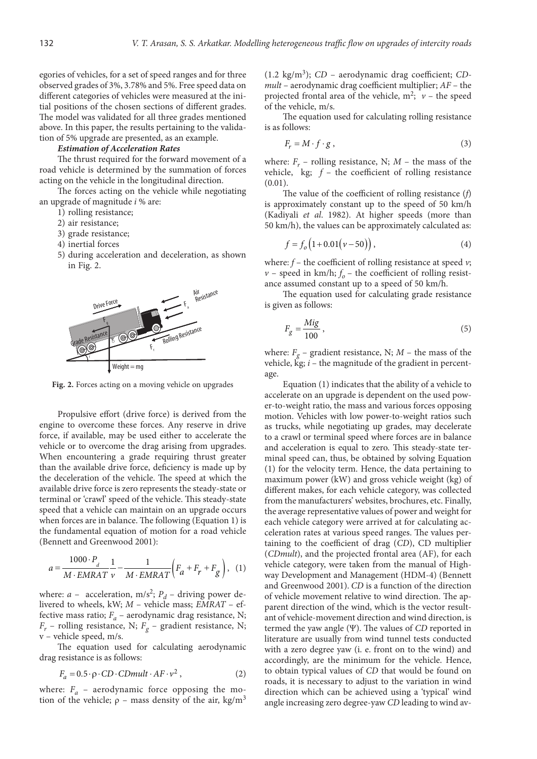egories of vehicles, for a set of speed ranges and for three observed grades of 3%, 3.78% and 5%. Free speed data on different categories of vehicles were measured at the initial positions of the chosen sections of different grades. The model was validated for all three grades mentioned above. In this paper, the results pertaining to the validation of 5% upgrade are presented, as an example.

***Estimation of Acceleration Rates***

The thrust required for the forward movement of a road vehicle is determined by the summation of forces acting on the vehicle in the longitudinal direction.

The forces acting on the vehicle while negotiating an upgrade of magnitude *i* % are:

1) rolling resistance;
2) air resistance;
3) grade resistance;
4) inertial forces
5) during acceleration and deceleration, as shown in Fig. 2.

**Fig. 2.** Forces acting on a moving vehicle on upgrades

Propulsive effort (drive force) is derived from the engine to overcome these forces. Any reserve in drive force, if available, may be used either to accelerate the vehicle or to overcome the drag arising from upgrades. When encountering a grade requiring thrust greater than the available drive force, deficiency is made up by the deceleration of the vehicle. The speed at which the available drive force is zero represents the steady-state or terminal or 'crawl' speed of the vehicle. This steady-state speed that a vehicle can maintain on an upgrade occurs when forces are in balance. The following (Equation 1) is the fundamental equation of motion for a road vehicle (Bennett and Greenwood 2001):

$$a = \frac{1000 \cdot P_d}{M \cdot EMRAT} \frac{1}{v} - \frac{1}{M \cdot EMRAT}\left(F_a + F_r + F_g\right), \quad (1)$$

where: $a$ – acceleration, m/s$^2$; $P_d$ – driving power delivered to wheels, kW; $M$ – vehicle mass; $EMRAT$ – effective mass ratio; $F_a$ – aerodynamic drag resistance, N; $F_r$ – rolling resistance, N; $F_g$ – gradient resistance, N; v – vehicle speed, m/s.

The equation used for calculating aerodynamic drag resistance is as follows:

$$F_a = 0.5 \cdot \rho \cdot CD \cdot CDmult \cdot AF \cdot v^2, \quad (2)$$

where: $F_a$ – aerodynamic force opposing the motion of the vehicle; $\rho$ – mass density of the air, kg/m$^3$ (1.2 kg/m$^3$); $CD$ – aerodynamic drag coefficient; $CDmult$ – aerodynamic drag coefficient multiplier; $AF$ – the projected frontal area of the vehicle, m$^2$; $v$ – the speed of the vehicle, m/s.

The equation used for calculating rolling resistance is as follows:

$$F_r = M \cdot f \cdot g, \quad (3)$$

where: $F_r$ – rolling resistance, N; $M$ – the mass of the vehicle, kg; $f$ – the coefficient of rolling resistance (0.01).

The value of the coefficient of rolling resistance ($f$) is approximately constant up to the speed of 50 km/h (Kadiyali *et al.* 1982). At higher speeds (more than 50 km/h), the values can be approximately calculated as:

$$f = f_o\left(1 + 0.01\left(v - 50\right)\right), \quad (4)$$

where: $f$ – the coefficient of rolling resistance at speed $v$; $v$ – speed in km/h; $f_o$ – the coefficient of rolling resistance assumed constant up to a speed of 50 km/h.

The equation used for calculating grade resistance is given as follows:

$$F_g = \frac{Mig}{100}, \quad (5)$$

where: $F_g$ – gradient resistance, N; $M$ – the mass of the vehicle, kg; $i$ – the magnitude of the gradient in percentage.

Equation (1) indicates that the ability of a vehicle to accelerate on an upgrade is dependent on the used power-to-weight ratio, the mass and various forces opposing motion. Vehicles with low power-to-weight ratios such as trucks, while negotiating up grades, may decelerate to a crawl or terminal speed where forces are in balance and acceleration is equal to zero. This steady-state terminal speed can, thus, be obtained by solving Equation (1) for the velocity term. Hence, the data pertaining to maximum power (kW) and gross vehicle weight (kg) of different makes, for each vehicle category, was collected from the manufacturers' websites, brochures, etc. Finally, the average representative values of power and weight for each vehicle category were arrived at for calculating acceleration rates at various speed ranges. The values pertaining to the coefficient of drag ($CD$), CD multiplier ($CDmult$), and the projected frontal area (AF), for each vehicle category, were taken from the manual of Highway Development and Management (HDM-4) (Bennett and Greenwood 2001). $CD$ is a function of the direction of vehicle movement relative to wind direction. The apparent direction of the wind, which is the vector resultant of vehicle-movement direction and wind direction, is termed the yaw angle ($\Psi$). The values of $CD$ reported in literature are usually from wind tunnel tests conducted with a zero degree yaw (i. e. front on to the wind) and accordingly, are the minimum for the vehicle. Hence, to obtain typical values of $CD$ that would be found on roads, it is necessary to adjust to the variation in wind direction which can be achieved using a 'typical' wind angle increasing zero degree-yaw $CD$ leading to wind av-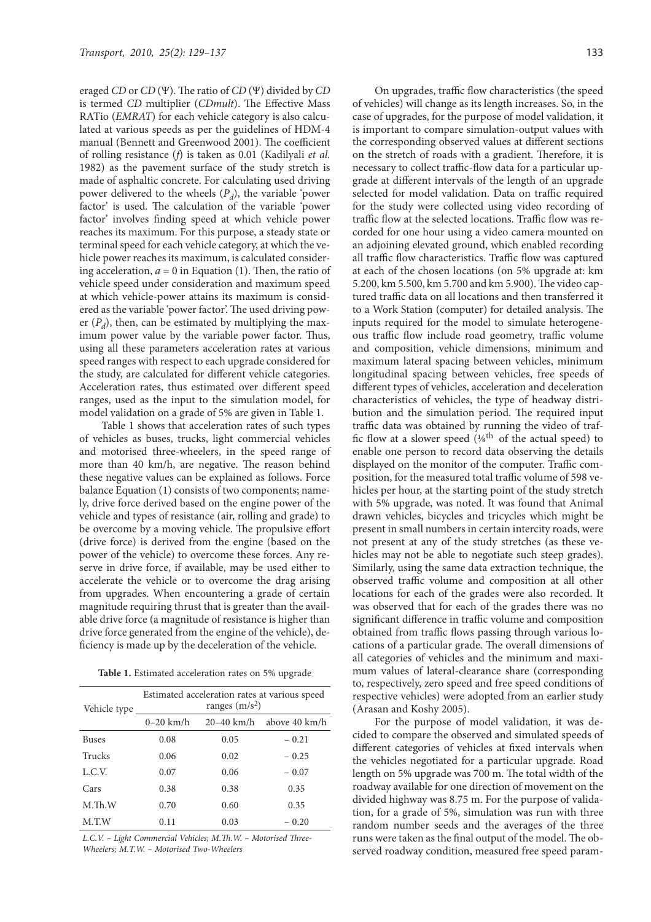eraged *CD* or *CD* (Ψ). The ratio of *CD* (Ψ) divided by *CD* is termed *CD* multiplier (*CDmult*). The Effective Mass RATio (*EMRAT*) for each vehicle category is also calculated at various speeds as per the guidelines of HDM-4 manual (Bennett and Greenwood 2001). The coefficient of rolling resistance ($f$) is taken as 0.01 (Kadilyali *et al.* 1982) as the pavement surface of the study stretch is made of asphaltic concrete. For calculating used driving power delivered to the wheels ($P_d$), the variable 'power factor' is used. The calculation of the variable 'power factor' involves finding speed at which vehicle power reaches its maximum. For this purpose, a steady state or terminal speed for each vehicle category, at which the vehicle power reaches its maximum, is calculated considering acceleration, $a = 0$ in Equation (1). Then, the ratio of vehicle speed under consideration and maximum speed at which vehicle-power attains its maximum is considered as the variable 'power factor'. The used driving power ($P_d$), then, can be estimated by multiplying the maximum power value by the variable power factor. Thus, using all these parameters acceleration rates at various speed ranges with respect to each upgrade considered for the study, are calculated for different vehicle categories. Acceleration rates, thus estimated over different speed ranges, used as the input to the simulation model, for model validation on a grade of 5% are given in Table 1.

Table 1 shows that acceleration rates of such types of vehicles as buses, trucks, light commercial vehicles and motorised three-wheelers, in the speed range of more than 40 km/h, are negative. The reason behind these negative values can be explained as follows. Force balance Equation (1) consists of two components; namely, drive force derived based on the engine power of the vehicle and types of resistance (air, rolling and grade) to be overcome by a moving vehicle. The propulsive effort (drive force) is derived from the engine (based on the power of the vehicle) to overcome these forces. Any reserve in drive force, if available, may be used either to accelerate the vehicle or to overcome the drag arising from upgrades. When encountering a grade of certain magnitude requiring thrust that is greater than the available drive force (a magnitude of resistance is higher than drive force generated from the engine of the vehicle), deficiency is made up by the deceleration of the vehicle.

**Table 1.** Estimated acceleration rates on 5% upgrade

| Vehicle type | Estimated acceleration rates at various speed ranges (m/s$^2$) | | |
|---|---|---|---|
| | 0–20 km/h | 20–40 km/h | above 40 km/h |
| Buses | 0.08 | 0.05 | – 0.21 |
| Trucks | 0.06 | 0.02 | – 0.25 |
| L.C.V. | 0.07 | 0.06 | – 0.07 |
| Cars | 0.38 | 0.38 | 0.35 |
| M.Th.W | 0.70 | 0.60 | 0.35 |
| M.T.W | 0.11 | 0.03 | – 0.20 |

*L.C.V. – Light Commercial Vehicles; M.Th.W. – Motorised Three-Wheelers; M.T.W. – Motorised Two-Wheelers*

On upgrades, traffic flow characteristics (the speed of vehicles) will change as its length increases. So, in the case of upgrades, for the purpose of model validation, it is important to compare simulation-output values with the corresponding observed values at different sections on the stretch of roads with a gradient. Therefore, it is necessary to collect traffic-flow data for a particular upgrade at different intervals of the length of an upgrade selected for model validation. Data on traffic required for the study were collected using video recording of traffic flow at the selected locations. Traffic flow was recorded for one hour using a video camera mounted on an adjoining elevated ground, which enabled recording all traffic flow characteristics. Traffic flow was captured at each of the chosen locations (on 5% upgrade at: km 5.200, km 5.500, km 5.700 and km 5.900). The video captured traffic data on all locations and then transferred it to a Work Station (computer) for detailed analysis. The inputs required for the model to simulate heterogeneous traffic flow include road geometry, traffic volume and composition, vehicle dimensions, minimum and maximum lateral spacing between vehicles, minimum longitudinal spacing between vehicles, free speeds of different types of vehicles, acceleration and deceleration characteristics of vehicles, the type of headway distribution and the simulation period. The required input traffic data was obtained by running the video of traffic flow at a slower speed (⅛$^{th}$ of the actual speed) to enable one person to record data observing the details displayed on the monitor of the computer. Traffic composition, for the measured total traffic volume of 598 vehicles per hour, at the starting point of the study stretch with 5% upgrade, was noted. It was found that Animal drawn vehicles, bicycles and tricycles which might be present in small numbers in certain intercity roads, were not present at any of the study stretches (as these vehicles may not be able to negotiate such steep grades). Similarly, using the same data extraction technique, the observed traffic volume and composition at all other locations for each of the grades were also recorded. It was observed that for each of the grades there was no significant difference in traffic volume and composition obtained from traffic flows passing through various locations of a particular grade. The overall dimensions of all categories of vehicles and the minimum and maximum values of lateral-clearance share (corresponding to, respectively, zero speed and free speed conditions of respective vehicles) were adopted from an earlier study (Arasan and Koshy 2005).

For the purpose of model validation, it was decided to compare the observed and simulated speeds of different categories of vehicles at fixed intervals when the vehicles negotiated for a particular upgrade. Road length on 5% upgrade was 700 m. The total width of the roadway available for one direction of movement on the divided highway was 8.75 m. For the purpose of validation, for a grade of 5%, simulation was run with three random number seeds and the averages of the three runs were taken as the final output of the model. The observed roadway condition, measured free speed param-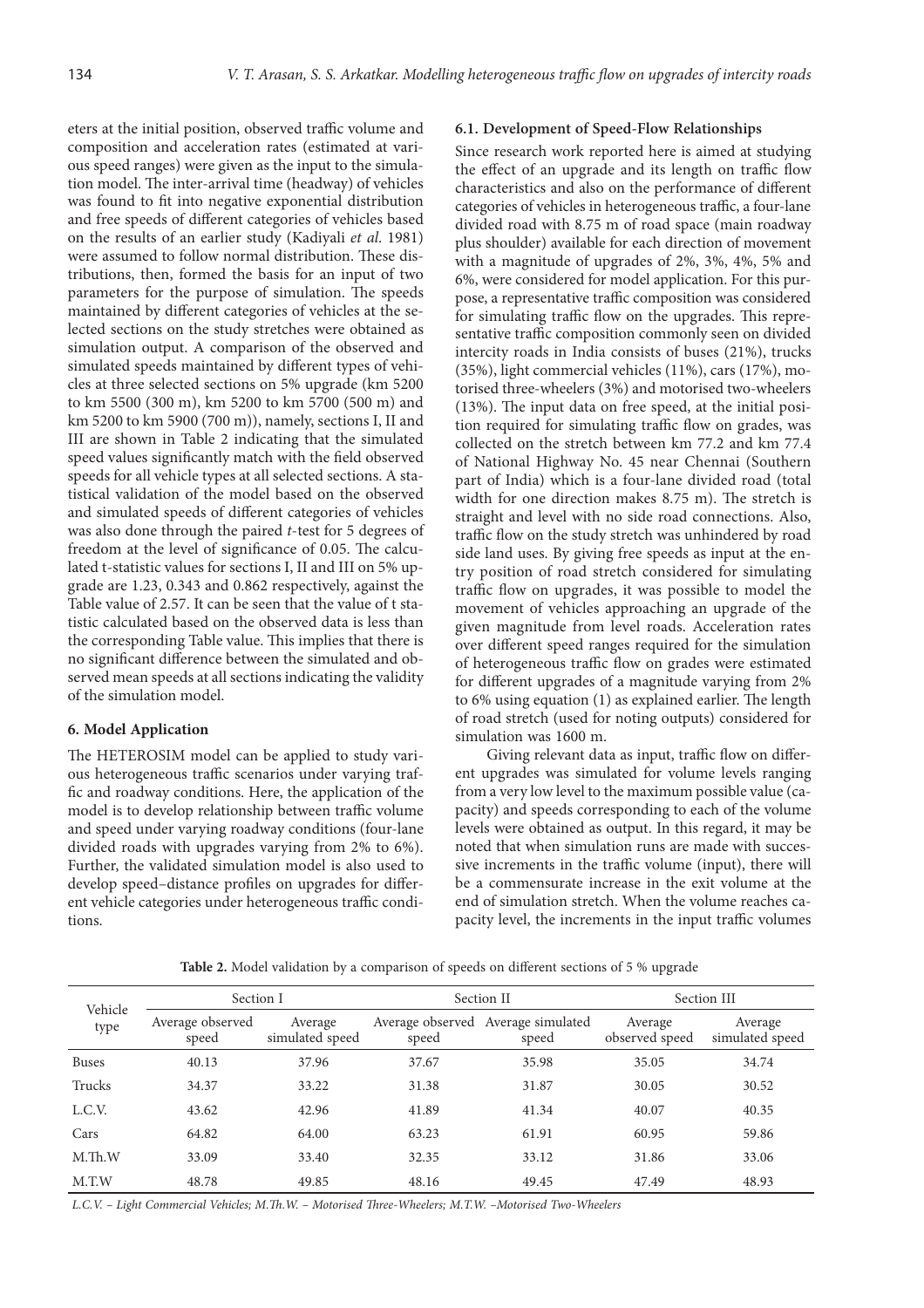eters at the initial position, observed traffic volume and composition and acceleration rates (estimated at various speed ranges) were given as the input to the simulation model. The inter-arrival time (headway) of vehicles was found to fit into negative exponential distribution and free speeds of different categories of vehicles based on the results of an earlier study (Kadiyali *et al.* 1981) were assumed to follow normal distribution. These distributions, then, formed the basis for an input of two parameters for the purpose of simulation. The speeds maintained by different categories of vehicles at the selected sections on the study stretches were obtained as simulation output. A comparison of the observed and simulated speeds maintained by different types of vehicles at three selected sections on 5% upgrade (km 5200 to km 5500 (300 m), km 5200 to km 5700 (500 m) and km 5200 to km 5900 (700 m)), namely, sections I, II and III are shown in Table 2 indicating that the simulated speed values significantly match with the field observed speeds for all vehicle types at all selected sections. A statistical validation of the model based on the observed and simulated speeds of different categories of vehicles was also done through the paired *t*-test for 5 degrees of freedom at the level of significance of 0.05. The calculated t-statistic values for sections I, II and III on 5% upgrade are 1.23, 0.343 and 0.862 respectively, against the Table value of 2.57. It can be seen that the value of t statistic calculated based on the observed data is less than the corresponding Table value. This implies that there is no significant difference between the simulated and observed mean speeds at all sections indicating the validity of the simulation model.

## 6. Model Application

The HETEROSIM model can be applied to study various heterogeneous traffic scenarios under varying traffic and roadway conditions. Here, the application of the model is to develop relationship between traffic volume and speed under varying roadway conditions (four-lane divided roads with upgrades varying from 2% to 6%). Further, the validated simulation model is also used to develop speed–distance profiles on upgrades for different vehicle categories under heterogeneous traffic conditions.

### 6.1. Development of Speed-Flow Relationships

Since research work reported here is aimed at studying the effect of an upgrade and its length on traffic flow characteristics and also on the performance of different categories of vehicles in heterogeneous traffic, a four-lane divided road with 8.75 m of road space (main roadway plus shoulder) available for each direction of movement with a magnitude of upgrades of 2%, 3%, 4%, 5% and 6%, were considered for model application. For this purpose, a representative traffic composition was considered for simulating traffic flow on the upgrades. This representative traffic composition commonly seen on divided intercity roads in India consists of buses (21%), trucks (35%), light commercial vehicles (11%), cars (17%), motorised three-wheelers (3%) and motorised two-wheelers (13%). The input data on free speed, at the initial position required for simulating traffic flow on grades, was collected on the stretch between km 77.2 and km 77.4 of National Highway No. 45 near Chennai (Southern part of India) which is a four-lane divided road (total width for one direction makes 8.75 m). The stretch is straight and level with no side road connections. Also, traffic flow on the study stretch was unhindered by road side land uses. By giving free speeds as input at the entry position of road stretch considered for simulating traffic flow on upgrades, it was possible to model the movement of vehicles approaching an upgrade of the given magnitude from level roads. Acceleration rates over different speed ranges required for the simulation of heterogeneous traffic flow on grades were estimated for different upgrades of a magnitude varying from 2% to 6% using equation (1) as explained earlier. The length of road stretch (used for noting outputs) considered for simulation was 1600 m.

Giving relevant data as input, traffic flow on different upgrades was simulated for volume levels ranging from a very low level to the maximum possible value (capacity) and speeds corresponding to each of the volume levels were obtained as output. In this regard, it may be noted that when simulation runs are made with successive increments in the traffic volume (input), there will be a commensurate increase in the exit volume at the end of simulation stretch. When the volume reaches capacity level, the increments in the input traffic volumes

**Table 2.** Model validation by a comparison of speeds on different sections of 5 % upgrade

| Vehicle type | Section I | | Section II | | Section III | |
|---|---|---|---|---|---|---|
| | Average observed speed | Average simulated speed | Average observed speed | Average simulated speed | Average observed speed | Average simulated speed |
| Buses | 40.13 | 37.96 | 37.67 | 35.98 | 35.05 | 34.74 |
| Trucks | 34.37 | 33.22 | 31.38 | 31.87 | 30.05 | 30.52 |
| L.C.V. | 43.62 | 42.96 | 41.89 | 41.34 | 40.07 | 40.35 |
| Cars | 64.82 | 64.00 | 63.23 | 61.91 | 60.95 | 59.86 |
| M.Th.W | 33.09 | 33.40 | 32.35 | 33.12 | 31.86 | 33.06 |
| M.T.W | 48.78 | 49.85 | 48.16 | 49.45 | 47.49 | 48.93 |

*L.C.V. – Light Commercial Vehicles; M.Th.W. – Motorised Three-Wheelers; M.T.W. –Motorised Two-Wheelers*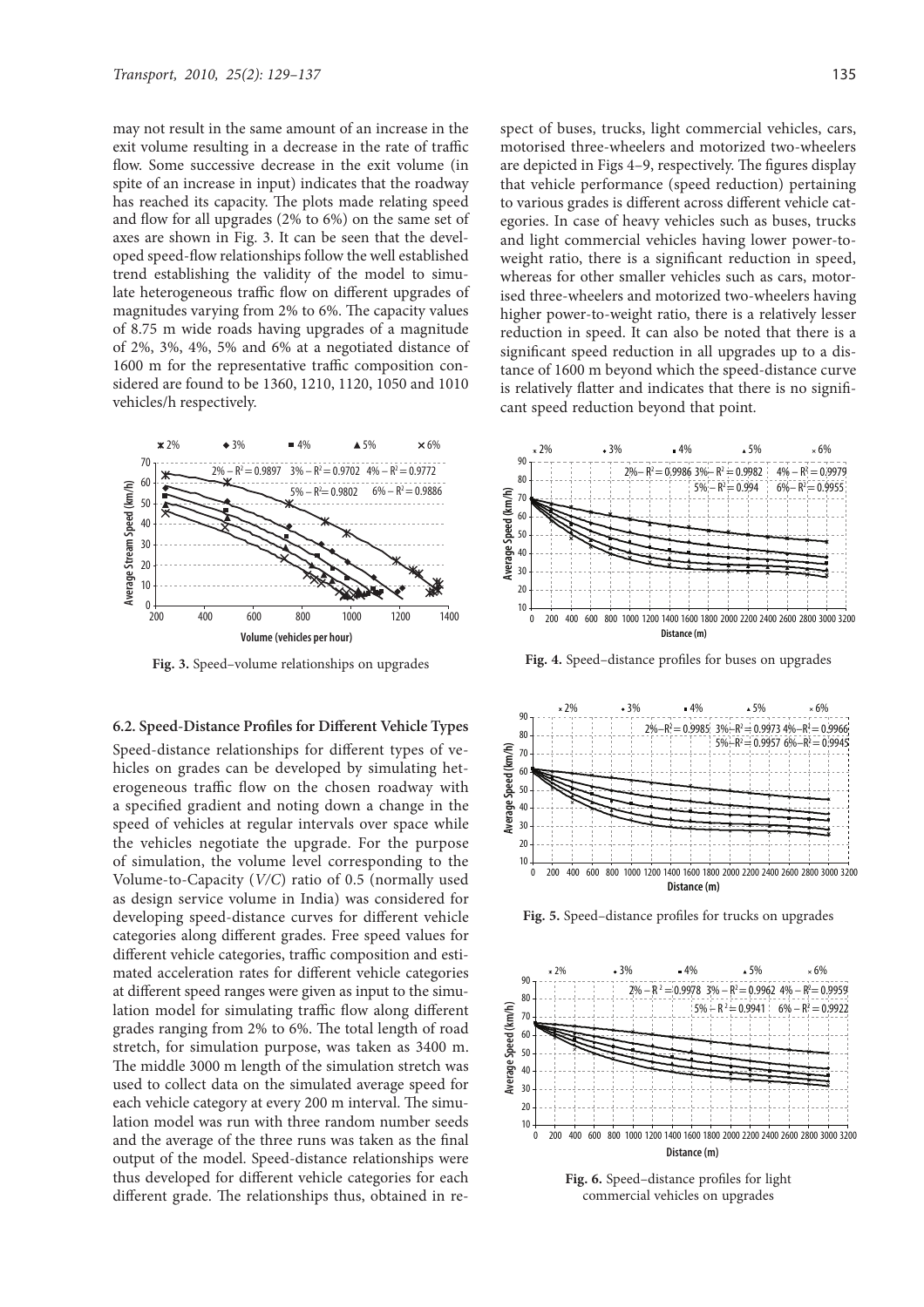may not result in the same amount of an increase in the exit volume resulting in a decrease in the rate of traffic flow. Some successive decrease in the exit volume (in spite of an increase in input) indicates that the roadway has reached its capacity. The plots made relating speed and flow for all upgrades (2% to 6%) on the same set of axes are shown in Fig. 3. It can be seen that the developed speed-flow relationships follow the well established trend establishing the validity of the model to simulate heterogeneous traffic flow on different upgrades of magnitudes varying from 2% to 6%. The capacity values of 8.75 m wide roads having upgrades of a magnitude of 2%, 3%, 4%, 5% and 6% at a negotiated distance of 1600 m for the representative traffic composition considered are found to be 1360, 1210, 1120, 1050 and 1010 vehicles/h respectively.

**Fig. 3.** Speed–volume relationships on upgrades

### 6.2. Speed-Distance Profiles for Different Vehicle Types

Speed-distance relationships for different types of vehicles on grades can be developed by simulating heterogeneous traffic flow on the chosen roadway with a specified gradient and noting down a change in the speed of vehicles at regular intervals over space while the vehicles negotiate the upgrade. For the purpose of simulation, the volume level corresponding to the Volume-to-Capacity (*V/C*) ratio of 0.5 (normally used as design service volume in India) was considered for developing speed-distance curves for different vehicle categories along different grades. Free speed values for different vehicle categories, traffic composition and estimated acceleration rates for different vehicle categories at different speed ranges were given as input to the simulation model for simulating traffic flow along different grades ranging from 2% to 6%. The total length of road stretch, for simulation purpose, was taken as 3400 m. The middle 3000 m length of the simulation stretch was used to collect data on the simulated average speed for each vehicle category at every 200 m interval. The simulation model was run with three random number seeds and the average of the three runs was taken as the final output of the model. Speed-distance relationships were thus developed for different vehicle categories for each different grade. The relationships thus, obtained in respect of buses, trucks, light commercial vehicles, cars, motorised three-wheelers and motorized two-wheelers are depicted in Figs 4–9, respectively. The figures display that vehicle performance (speed reduction) pertaining to various grades is different across different vehicle categories. In case of heavy vehicles such as buses, trucks and light commercial vehicles having lower power-to-weight ratio, there is a significant reduction in speed, whereas for other smaller vehicles such as cars, motorised three-wheelers and motorized two-wheelers having higher power-to-weight ratio, there is a relatively lesser reduction in speed. It can also be noted that there is a significant speed reduction in all upgrades up to a distance of 1600 m beyond which the speed-distance curve is relatively flatter and indicates that there is no significant speed reduction beyond that point.

**Fig. 4.** Speed–distance profiles for buses on upgrades

**Fig. 5.** Speed–distance profiles for trucks on upgrades

**Fig. 6.** Speed–distance profiles for light commercial vehicles on upgrades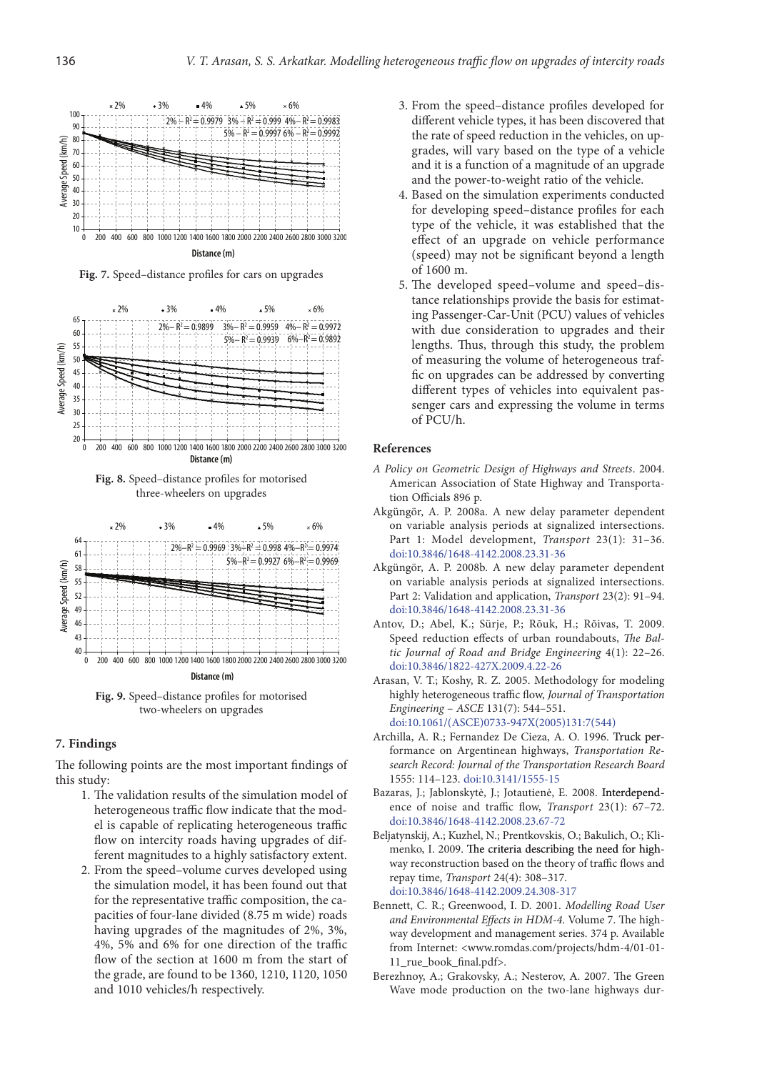Fig. 7. Speed–distance profiles for cars on upgrades

Fig. 8. Speed–distance profiles for motorised three-wheelers on upgrades

Fig. 9. Speed–distance profiles for motorised two-wheelers on upgrades

## 7. Findings

The following points are the most important findings of this study:

1. The validation results of the simulation model of heterogeneous traffic flow indicate that the model is capable of replicating heterogeneous traffic flow on intercity roads having upgrades of different magnitudes to a highly satisfactory extent.
2. From the speed–volume curves developed using the simulation model, it has been found out that for the representative traffic composition, the capacities of four-lane divided (8.75 m wide) roads having upgrades of the magnitudes of 2%, 3%, 4%, 5% and 6% for one direction of the traffic flow of the section at 1600 m from the start of the grade, are found to be 1360, 1210, 1120, 1050 and 1010 vehicles/h respectively.
3. From the speed–distance profiles developed for different vehicle types, it has been discovered that the rate of speed reduction in the vehicles, on upgrades, will vary based on the type of a vehicle and it is a function of a magnitude of an upgrade and the power-to-weight ratio of the vehicle.
4. Based on the simulation experiments conducted for developing speed–distance profiles for each type of the vehicle, it was established that the effect of an upgrade on vehicle performance (speed) may not be significant beyond a length of 1600 m.
5. The developed speed–volume and speed–distance relationships provide the basis for estimating Passenger-Car-Unit (PCU) values of vehicles with due consideration to upgrades and their lengths. Thus, through this study, the problem of measuring the volume of heterogeneous traffic on upgrades can be addressed by converting different types of vehicles into equivalent passenger cars and expressing the volume in terms of PCU/h.

## References

*A Policy on Geometric Design of Highways and Streets*. 2004. American Association of State Highway and Transportation Officials 896 p.

Akgüngör, A. P. 2008a. A new delay parameter dependent on variable analysis periods at signalized intersections. Part 1: Model development, *Transport* 23(1): 31–36. doi:10.3846/1648-4142.2008.23.31-36

Akgüngör, A. P. 2008b. A new delay parameter dependent on variable analysis periods at signalized intersections. Part 2: Validation and application, *Transport* 23(2): 91–94. doi:10.3846/1648-4142.2008.23.31-36

Antov, D.; Abel, K.; Sürje, P.; Rõuk, H.; Rõivas, T. 2009. Speed reduction effects of urban roundabouts, *The Baltic Journal of Road and Bridge Engineering* 4(1): 22–26. doi:10.3846/1822-427X.2009.4.22-26

Arasan, V. T.; Koshy, R. Z. 2005. Methodology for modeling highly heterogeneous traffic flow, *Journal of Transportation Engineering – ASCE* 131(7): 544–551. doi:10.1061/(ASCE)0733-947X(2005)131:7(544)

Archilla, A. R.; Fernandez De Cieza, A. O. 1996. Truck performance on Argentinean highways, *Transportation Research Record: Journal of the Transportation Research Board* 1555: 114–123. doi:10.3141/1555-15

Bazaras, J.; Jablonskytė, J.; Jotautienė, E. 2008. Interdependence of noise and traffic flow, *Transport* 23(1): 67–72. doi:10.3846/1648-4142.2008.23.67-72

Beljatynskij, A.; Kuzhel, N.; Prentkovskis, O.; Bakulich, O.; Klimenko, I. 2009. The criteria describing the need for highway reconstruction based on the theory of traffic flows and repay time, *Transport* 24(4): 308–317. doi:10.3846/1648-4142.2009.24.308-317

Bennett, C. R.; Greenwood, I. D. 2001. *Modelling Road User and Environmental Effects in HDM-4.* Volume 7. The highway development and management series. 374 p. Available from Internet: <www.romdas.com/projects/hdm-4/01-01-11_rue_book_final.pdf>.

Berezhnoy, A.; Grakovsky, A.; Nesterov, A. 2007. The Green Wave mode production on the two-lane highways dur-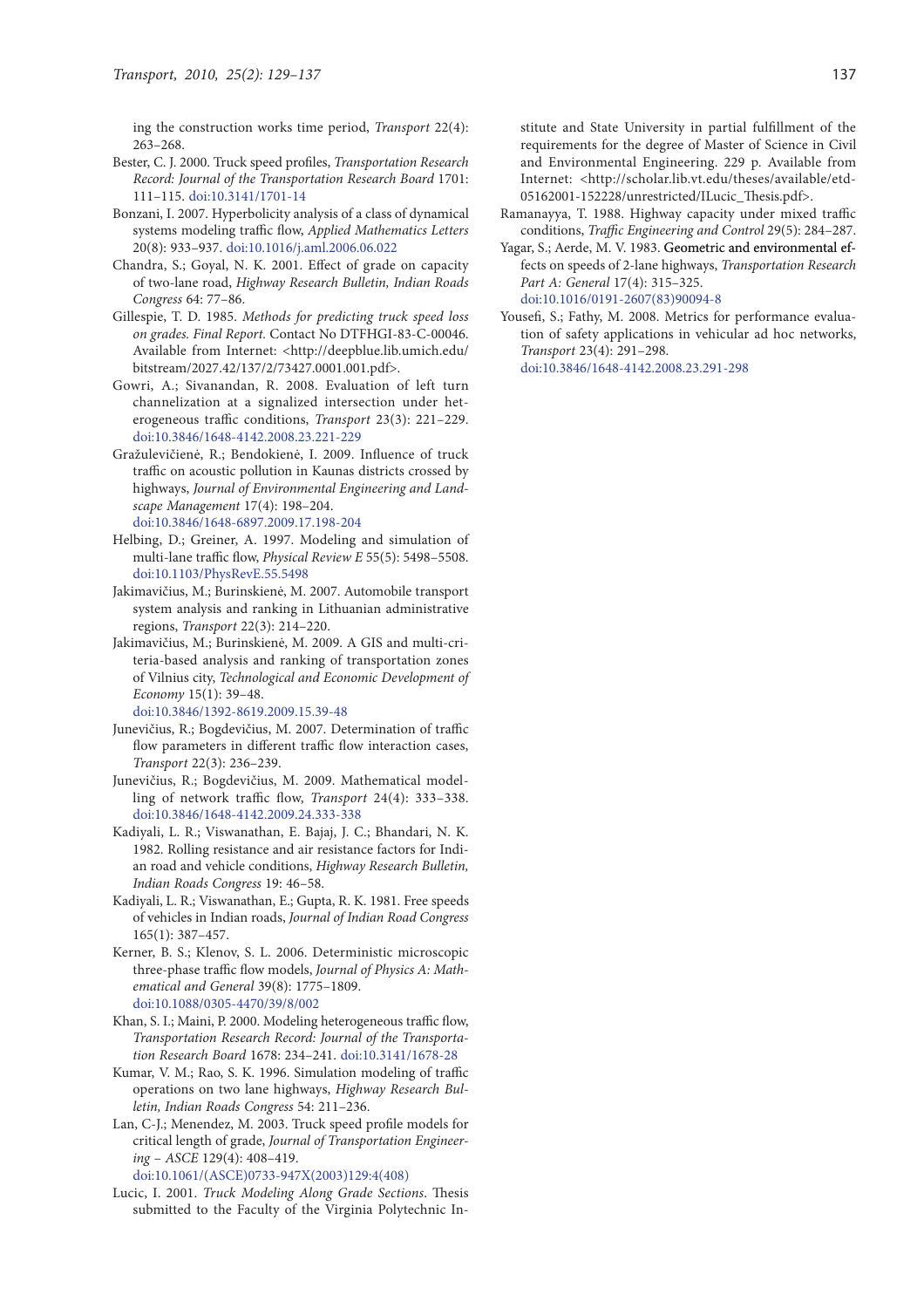ing the construction works time period, *Transport* 22(4): 263–268.

Bester, C. J. 2000. Truck speed profiles, *Transportation Research Record: Journal of the Transportation Research Board* 1701: 111–115. doi:10.3141/1701-14

Bonzani, I. 2007. Hyperbolicity analysis of a class of dynamical systems modeling traffic flow, *Applied Mathematics Letters* 20(8): 933–937. doi:10.1016/j.aml.2006.06.022

Chandra, S.; Goyal, N. K. 2001. Effect of grade on capacity of two-lane road, *Highway Research Bulletin, Indian Roads Congress* 64: 77–86.

Gillespie, T. D. 1985. *Methods for predicting truck speed loss on grades. Final Report.* Contact No DTFHGI-83-C-00046. Available from Internet: <http://deepblue.lib.umich.edu/bitstream/2027.42/137/2/73427.0001.001.pdf>.

Gowri, A.; Sivanandan, R. 2008. Evaluation of left turn channelization at a signalized intersection under heterogeneous traffic conditions, *Transport* 23(3): 221–229. doi:10.3846/1648-4142.2008.23.221-229

Gražulevičienė, R.; Bendokienė, I. 2009. Influence of truck traffic on acoustic pollution in Kaunas districts crossed by highways, *Journal of Environmental Engineering and Landscape Management* 17(4): 198–204. doi:10.3846/1648-6897.2009.17.198-204

Helbing, D.; Greiner, A. 1997. Modeling and simulation of multi-lane traffic flow, *Physical Review E* 55(5): 5498–5508. doi:10.1103/PhysRevE.55.5498

Jakimavičius, M.; Burinskienė, M. 2007. Automobile transport system analysis and ranking in Lithuanian administrative regions, *Transport* 22(3): 214–220.

Jakimavičius, M.; Burinskienė, M. 2009. A GIS and multi-criteria-based analysis and ranking of transportation zones of Vilnius city, *Technological and Economic Development of Economy* 15(1): 39–48. doi:10.3846/1392-8619.2009.15.39-48

Junevičius, R.; Bogdevičius, M. 2007. Determination of traffic flow parameters in different traffic flow interaction cases, *Transport* 22(3): 236–239.

Junevičius, R.; Bogdevičius, M. 2009. Mathematical modelling of network traffic flow, *Transport* 24(4): 333–338. doi:10.3846/1648-4142.2009.24.333-338

Kadiyali, L. R.; Viswanathan, E. Bajaj, J. C.; Bhandari, N. K. 1982. Rolling resistance and air resistance factors for Indian road and vehicle conditions, *Highway Research Bulletin, Indian Roads Congress* 19: 46–58.

Kadiyali, L. R.; Viswanathan, E.; Gupta, R. K. 1981. Free speeds of vehicles in Indian roads, *Journal of Indian Road Congress* 165(1): 387–457.

Kerner, B. S.; Klenov, S. L. 2006. Deterministic microscopic three-phase traffic flow models, *Journal of Physics A: Mathematical and General* 39(8): 1775–1809. doi:10.1088/0305-4470/39/8/002

Khan, S. I.; Maini, P. 2000. Modeling heterogeneous traffic flow, *Transportation Research Record: Journal of the Transportation Research Board* 1678: 234–241. doi:10.3141/1678-28

Kumar, V. M.; Rao, S. K. 1996. Simulation modeling of traffic operations on two lane highways, *Highway Research Bulletin, Indian Roads Congress* 54: 211–236.

Lan, C-J.; Menendez, M. 2003. Truck speed profile models for critical length of grade, *Journal of Transportation Engineering – ASCE* 129(4): 408–419. doi:10.1061/(ASCE)0733-947X(2003)129:4(408)

Lucic, I. 2001. *Truck Modeling Along Grade Sections*. Thesis submitted to the Faculty of the Virginia Polytechnic Institute and State University in partial fulfillment of the requirements for the degree of Master of Science in Civil and Environmental Engineering. 229 p. Available from Internet: <http://scholar.lib.vt.edu/theses/available/etd-05162001-152228/unrestricted/ILucic_Thesis.pdf>.

Ramanayya, T. 1988. Highway capacity under mixed traffic conditions, *Traffic Engineering and Control* 29(5): 284–287.

Yagar, S.; Aerde, M. V. 1983. Geometric and environmental effects on speeds of 2-lane highways, *Transportation Research Part A: General* 17(4): 315–325. doi:10.1016/0191-2607(83)90094-8

Yousefi, S.; Fathy, M. 2008. Metrics for performance evaluation of safety applications in vehicular ad hoc networks, *Transport* 23(4): 291–298. doi:10.3846/1648-4142.2008.23.291-298